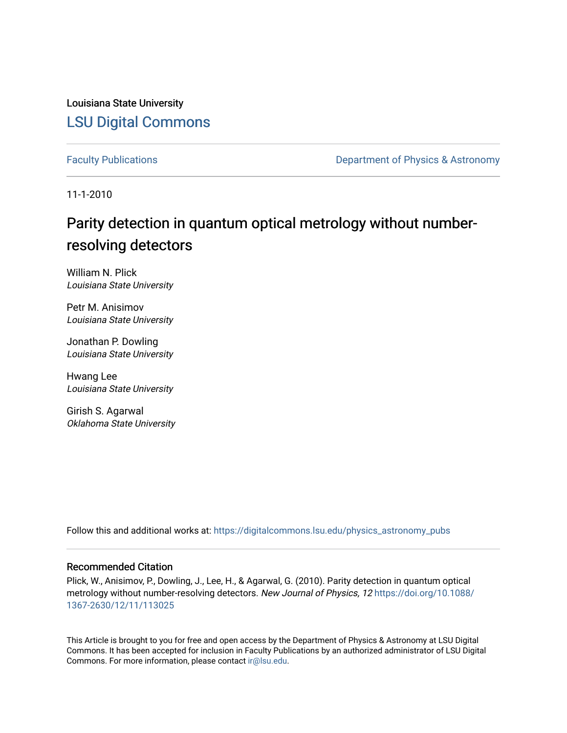Louisiana State University

[LSU Digital Commons](https://digitalcommons.lsu.edu)

Faculty Publications | Department of Physics & Astronomy

11-1-2010

# Parity detection in quantum optical metrology without number-resolving detectors

William N. Plick
*Louisiana State University*

Petr M. Anisimov
*Louisiana State University*

Jonathan P. Dowling
*Louisiana State University*

Hwang Lee
*Louisiana State University*

Girish S. Agarwal
*Oklahoma State University*

Follow this and additional works at: https://digitalcommons.lsu.edu/physics_astronomy_pubs

## Recommended Citation

Plick, W., Anisimov, P., Dowling, J., Lee, H., & Agarwal, G. (2010). Parity detection in quantum optical metrology without number-resolving detectors. *New Journal of Physics, 12* https://doi.org/10.1088/1367-2630/12/11/113025

This Article is brought to you for free and open access by the Department of Physics & Astronomy at LSU Digital Commons. It has been accepted for inclusion in Faculty Publications by an authorized administrator of LSU Digital Commons. For more information, please contact ir@lsu.edu.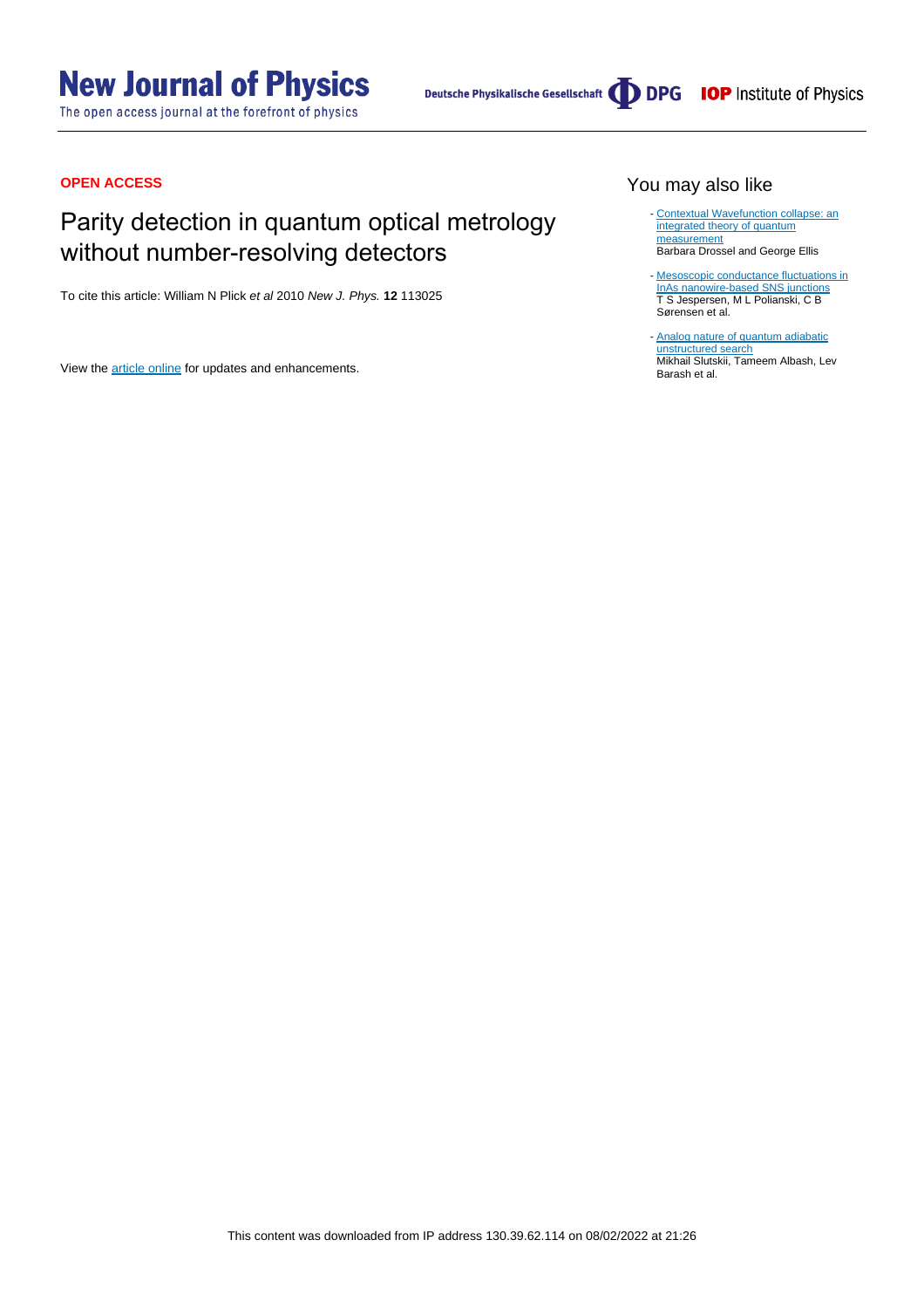**OPEN ACCESS**

# Parity detection in quantum optical metrology without number-resolving detectors

To cite this article: William N Plick *et al* 2010 *New J. Phys.* **12** 113025

View the article online for updates and enhancements.

## You may also like

- Contextual Wavefunction collapse: an integrated theory of quantum measurement
  Barbara Drossel and George Ellis

- Mesoscopic conductance fluctuations in InAs nanowire-based SNS junctions
  T S Jespersen, M L Polianski, C B Sørensen et al.

- Analog nature of quantum adiabatic unstructured search
  Mikhail Slutskii, Tameem Albash, Lev Barash et al.

This content was downloaded from IP address 130.39.62.114 on 08/02/2022 at 21:26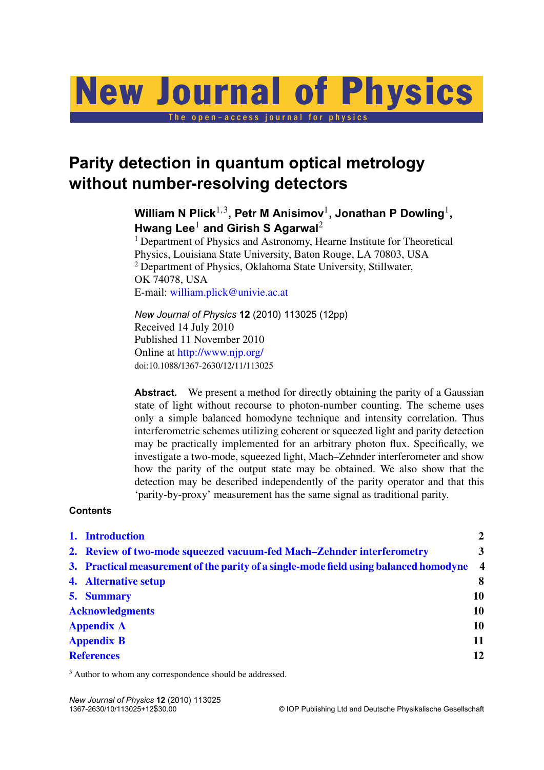# Parity detection in quantum optical metrology without number-resolving detectors

**William N Plick**[1,3], **Petr M Anisimov**[1], **Jonathan P Dowling**[1], **Hwang Lee**[1] **and Girish S Agarwal**[2]

[1] Department of Physics and Astronomy, Hearne Institute for Theoretical Physics, Louisiana State University, Baton Rouge, LA 70803, USA

[2] Department of Physics, Oklahoma State University, Stillwater, OK 74078, USA

E-mail: william.plick@univie.ac.at

*New Journal of Physics* **12** (2010) 113025 (12pp)
Received 14 July 2010
Published 11 November 2010
Online at http://www.njp.org/
doi:10.1088/1367-2630/12/11/113025

**Abstract.** We present a method for directly obtaining the parity of a Gaussian state of light without recourse to photon-number counting. The scheme uses only a simple balanced homodyne technique and intensity correlation. Thus interferometric schemes utilizing coherent or squeezed light and parity detection may be practically implemented for an arbitrary photon flux. Specifically, we investigate a two-mode, squeezed light, Mach–Zehnder interferometer and show how the parity of the output state may be obtained. We also show that the detection may be described independently of the parity operator and that this 'parity-by-proxy' measurement has the same signal as traditional parity.

## Contents

| | |
|---|---|
| 1. Introduction | 2 |
| 2. Review of two-mode squeezed vacuum-fed Mach–Zehnder interferometry | 3 |
| 3. Practical measurement of the parity of a single-mode field using balanced homodyne | 4 |
| 4. Alternative setup | 8 |
| 5. Summary | 10 |
| Acknowledgments | 10 |
| Appendix A | 10 |
| Appendix B | 11 |
| References | 12 |

[3] Author to whom any correspondence should be addressed.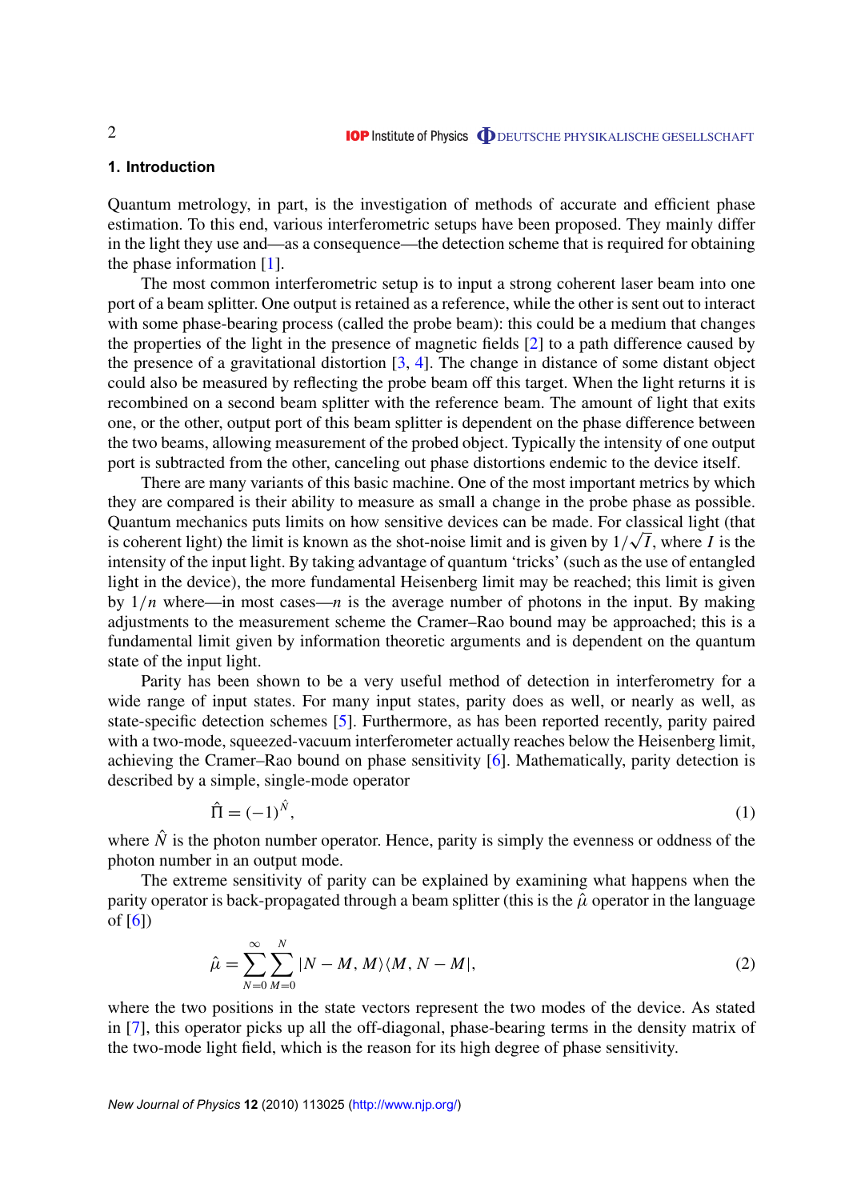## 1. Introduction

Quantum metrology, in part, is the investigation of methods of accurate and efficient phase estimation. To this end, various interferometric setups have been proposed. They mainly differ in the light they use and—as a consequence—the detection scheme that is required for obtaining the phase information [1].

The most common interferometric setup is to input a strong coherent laser beam into one port of a beam splitter. One output is retained as a reference, while the other is sent out to interact with some phase-bearing process (called the probe beam): this could be a medium that changes the properties of the light in the presence of magnetic fields [2] to a path difference caused by the presence of a gravitational distortion [3, 4]. The change in distance of some distant object could also be measured by reflecting the probe beam off this target. When the light returns it is recombined on a second beam splitter with the reference beam. The amount of light that exits one, or the other, output port of this beam splitter is dependent on the phase difference between the two beams, allowing measurement of the probed object. Typically the intensity of one output port is subtracted from the other, canceling out phase distortions endemic to the device itself.

There are many variants of this basic machine. One of the most important metrics by which they are compared is their ability to measure as small a change in the probe phase as possible. Quantum mechanics puts limits on how sensitive devices can be made. For classical light (that is coherent light) the limit is known as the shot-noise limit and is given by $1/\sqrt{I}$, where $I$ is the intensity of the input light. By taking advantage of quantum 'tricks' (such as the use of entangled light in the device), the more fundamental Heisenberg limit may be reached; this limit is given by $1/n$ where—in most cases—$n$ is the average number of photons in the input. By making adjustments to the measurement scheme the Cramer–Rao bound may be approached; this is a fundamental limit given by information theoretic arguments and is dependent on the quantum state of the input light.

Parity has been shown to be a very useful method of detection in interferometry for a wide range of input states. For many input states, parity does as well, or nearly as well, as state-specific detection schemes [5]. Furthermore, as has been reported recently, parity paired with a two-mode, squeezed-vacuum interferometer actually reaches below the Heisenberg limit, achieving the Cramer–Rao bound on phase sensitivity [6]. Mathematically, parity detection is described by a simple, single-mode operator

$$\hat{\Pi} = (-1)^{\hat{N}}, \tag{1}$$

where $\hat{N}$ is the photon number operator. Hence, parity is simply the evenness or oddness of the photon number in an output mode.

The extreme sensitivity of parity can be explained by examining what happens when the parity operator is back-propagated through a beam splitter (this is the $\hat{\mu}$ operator in the language of [6])

$$\hat{\mu} = \sum_{N=0}^{\infty} \sum_{M=0}^{N} |N-M, M\rangle\langle M, N-M|, \tag{2}$$

where the two positions in the state vectors represent the two modes of the device. As stated in [7], this operator picks up all the off-diagonal, phase-bearing terms in the density matrix of the two-mode light field, which is the reason for its high degree of phase sensitivity.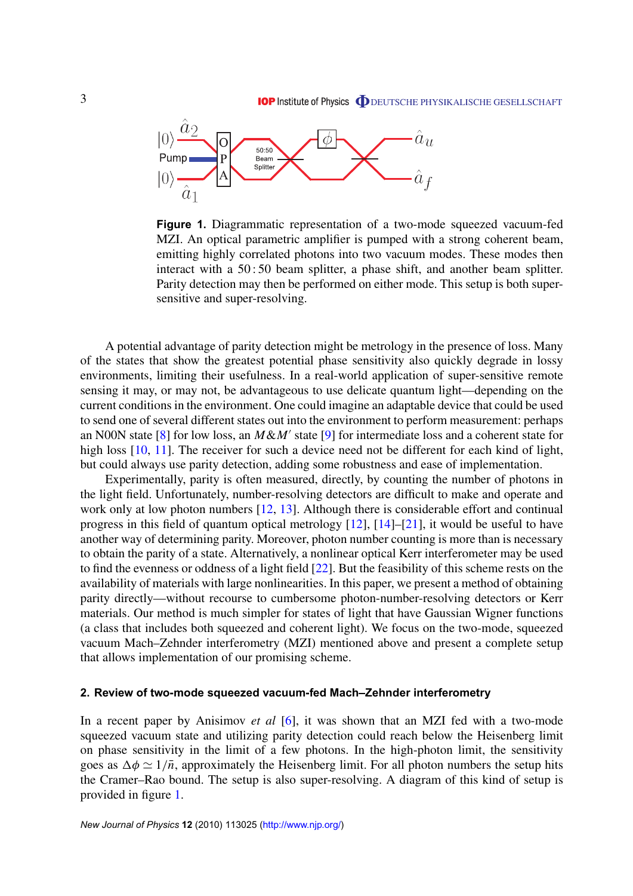|0⟩ $\hat{a}_2$

Pump

|0⟩ $\hat{a}_1$

OPA

50:50 Beam Splitter

$\phi$

$\hat{a}_u$

$\hat{a}_f$

**Figure 1.** Diagrammatic representation of a two-mode squeezed vacuum-fed MZI. An optical parametric amplifier is pumped with a strong coherent beam, emitting highly correlated photons into two vacuum modes. These modes then interact with a 50 : 50 beam splitter, a phase shift, and another beam splitter. Parity detection may then be performed on either mode. This setup is both super-sensitive and super-resolving.

A potential advantage of parity detection might be metrology in the presence of loss. Many of the states that show the greatest potential phase sensitivity also quickly degrade in lossy environments, limiting their usefulness. In a real-world application of super-sensitive remote sensing it may, or may not, be advantageous to use delicate quantum light—depending on the current conditions in the environment. One could imagine an adaptable device that could be used to send one of several different states out into the environment to perform measurement: perhaps an N00N state [8] for low loss, an $M\&M'$ state [9] for intermediate loss and a coherent state for high loss [10, 11]. The receiver for such a device need not be different for each kind of light, but could always use parity detection, adding some robustness and ease of implementation.

Experimentally, parity is often measured, directly, by counting the number of photons in the light field. Unfortunately, number-resolving detectors are difficult to make and operate and work only at low photon numbers [12, 13]. Although there is considerable effort and continual progress in this field of quantum optical metrology [12], [14]–[21], it would be useful to have another way of determining parity. Moreover, photon number counting is more than is necessary to obtain the parity of a state. Alternatively, a nonlinear optical Kerr interferometer may be used to find the evenness or oddness of a light field [22]. But the feasibility of this scheme rests on the availability of materials with large nonlinearities. In this paper, we present a method of obtaining parity directly—without recourse to cumbersome photon-number-resolving detectors or Kerr materials. Our method is much simpler for states of light that have Gaussian Wigner functions (a class that includes both squeezed and coherent light). We focus on the two-mode, squeezed vacuum Mach–Zehnder interferometry (MZI) mentioned above and present a complete setup that allows implementation of our promising scheme.

## 2. Review of two-mode squeezed vacuum-fed Mach–Zehnder interferometry

In a recent paper by Anisimov *et al* [6], it was shown that an MZI fed with a two-mode squeezed vacuum state and utilizing parity detection could reach below the Heisenberg limit on phase sensitivity in the limit of a few photons. In the high-photon limit, the sensitivity goes as $\Delta\phi \simeq 1/\bar{n}$, approximately the Heisenberg limit. For all photon numbers the setup hits the Cramer–Rao bound. The setup is also super-resolving. A diagram of this kind of setup is provided in figure 1.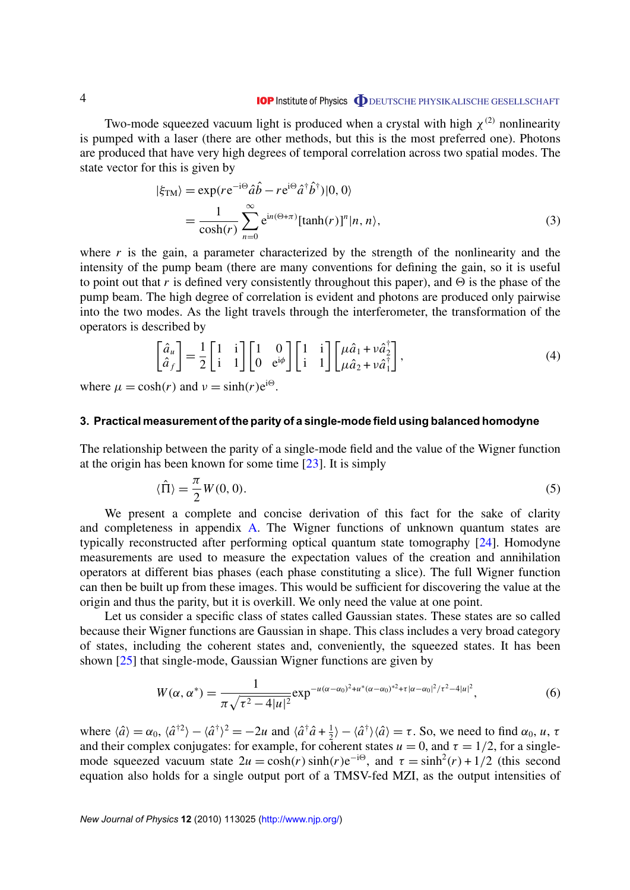Two-mode squeezed vacuum light is produced when a crystal with high $\chi^{(2)}$ nonlinearity is pumped with a laser (there are other methods, but this is the most preferred one). Photons are produced that have very high degrees of temporal correlation across two spatial modes. The state vector for this is given by

$$|\xi_{\mathrm{TM}}\rangle = \exp(r\mathrm{e}^{-\mathrm{i}\Theta}\hat{a}\hat{b} - r\mathrm{e}^{\mathrm{i}\Theta}\hat{a}^{\dagger}\hat{b}^{\dagger})|0,0\rangle$$
$$= \frac{1}{\cosh(r)}\sum_{n=0}^{\infty}\mathrm{e}^{\mathrm{i}n(\Theta+\pi)}[\tanh(r)]^{n}|n,n\rangle, \tag{3}$$

where $r$ is the gain, a parameter characterized by the strength of the nonlinearity and the intensity of the pump beam (there are many conventions for defining the gain, so it is useful to point out that $r$ is defined very consistently throughout this paper), and $\Theta$ is the phase of the pump beam. The high degree of correlation is evident and photons are produced only pairwise into the two modes. As the light travels through the interferometer, the transformation of the operators is described by

$$\begin{bmatrix}\hat{a}_u\\ \hat{a}_f\end{bmatrix} = \frac{1}{2}\begin{bmatrix}1 & \mathrm{i}\\ \mathrm{i} & 1\end{bmatrix}\begin{bmatrix}1 & 0\\ 0 & \mathrm{e}^{\mathrm{i}\phi}\end{bmatrix}\begin{bmatrix}1 & \mathrm{i}\\ \mathrm{i} & 1\end{bmatrix}\begin{bmatrix}\mu\hat{a}_1 + \nu\hat{a}_2^{\dagger}\\ \mu\hat{a}_2 + \nu\hat{a}_1^{\dagger}\end{bmatrix}, \tag{4}$$

where $\mu = \cosh(r)$ and $\nu = \sinh(r)\mathrm{e}^{\mathrm{i}\Theta}$.

## 3. Practical measurement of the parity of a single-mode field using balanced homodyne

The relationship between the parity of a single-mode field and the value of the Wigner function at the origin has been known for some time [23]. It is simply

$$\langle\hat{\Pi}\rangle = \frac{\pi}{2}W(0,0). \tag{5}$$

We present a complete and concise derivation of this fact for the sake of clarity and completeness in appendix A. The Wigner functions of unknown quantum states are typically reconstructed after performing optical quantum state tomography [24]. Homodyne measurements are used to measure the expectation values of the creation and annihilation operators at different bias phases (each phase constituting a slice). The full Wigner function can then be built up from these images. This would be sufficient for discovering the value at the origin and thus the parity, but it is overkill. We only need the value at one point.

Let us consider a specific class of states called Gaussian states. These states are so called because their Wigner functions are Gaussian in shape. This class includes a very broad category of states, including the coherent states and, conveniently, the squeezed states. It has been shown [25] that single-mode, Gaussian Wigner functions are given by

$$W(\alpha,\alpha^*) = \frac{1}{\pi\sqrt{\tau^2 - 4|u|^2}}\exp^{-u(\alpha-\alpha_0)^2 + u^*(\alpha-\alpha_0)^{*2} + \tau|\alpha-\alpha_0|^2/\tau^2 - 4|u|^2}, \tag{6}$$

where $\langle\hat{a}\rangle = \alpha_0$, $\langle\hat{a}^{\dagger 2}\rangle - \langle\hat{a}^{\dagger}\rangle^2 = -2u$ and $\langle\hat{a}^{\dagger}\hat{a} + \frac{1}{2}\rangle - \langle\hat{a}^{\dagger}\rangle\langle\hat{a}\rangle = \tau$. So, we need to find $\alpha_0$, $u$, $\tau$ and their complex conjugates: for example, for coherent states $u = 0$, and $\tau = 1/2$, for a single-mode squeezed vacuum state $2u = \cosh(r)\sinh(r)\mathrm{e}^{-\mathrm{i}\Theta}$, and $\tau = \sinh^2(r) + 1/2$ (this second equation also holds for a single output port of a TMSV-fed MZI, as the output intensities of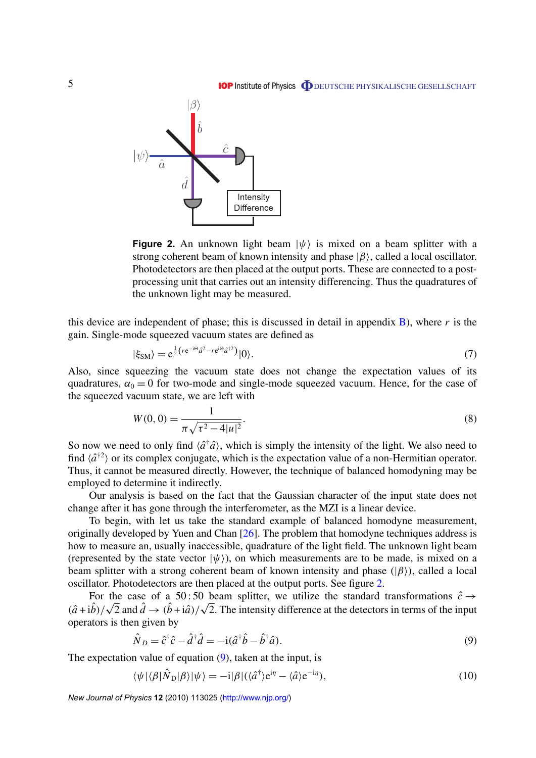**Figure 2.** An unknown light beam $|\psi\rangle$ is mixed on a beam splitter with a strong coherent beam of known intensity and phase $|\beta\rangle$, called a local oscillator. Photodetectors are then placed at the output ports. These are connected to a post-processing unit that carries out an intensity differencing. Thus the quadratures of the unknown light may be measured.

this device are independent of phase; this is discussed in detail in appendix B), where $r$ is the gain. Single-mode squeezed vacuum states are defined as

$$|\xi_{\mathrm{SM}}\rangle = \mathrm{e}^{\frac{1}{2}\left(r\mathrm{e}^{-\mathrm{i}\Theta}\hat{a}^2 - r\mathrm{e}^{\mathrm{i}\Theta}\hat{a}^{\dagger 2}\right)}|0\rangle. \tag{7}$$

Also, since squeezing the vacuum state does not change the expectation values of its quadratures, $\alpha_0 = 0$ for two-mode and single-mode squeezed vacuum. Hence, for the case of the squeezed vacuum state, we are left with

$$W(0,0) = \frac{1}{\pi\sqrt{\tau^2 - 4|u|^2}}. \tag{8}$$

So now we need to only find $\langle \hat{a}^\dagger \hat{a} \rangle$, which is simply the intensity of the light. We also need to find $\langle \hat{a}^{\dagger 2} \rangle$ or its complex conjugate, which is the expectation value of a non-Hermitian operator. Thus, it cannot be measured directly. However, the technique of balanced homodyning may be employed to determine it indirectly.

Our analysis is based on the fact that the Gaussian character of the input state does not change after it has gone through the interferometer, as the MZI is a linear device.

To begin, with let us take the standard example of balanced homodyne measurement, originally developed by Yuen and Chan [26]. The problem that homodyne techniques address is how to measure an, usually inaccessible, quadrature of the light field. The unknown light beam (represented by the state vector $|\psi\rangle$), on which measurements are to be made, is mixed on a beam splitter with a strong coherent beam of known intensity and phase ($|\beta\rangle$), called a local oscillator. Photodetectors are then placed at the output ports. See figure 2.

For the case of a 50 : 50 beam splitter, we utilize the standard transformations $\hat{c} \to (\hat{a} + \mathrm{i}\hat{b})/\sqrt{2}$ and $\hat{d} \to (\hat{b} + \mathrm{i}\hat{a})/\sqrt{2}$. The intensity difference at the detectors in terms of the input operators is then given by

$$\hat{N}_D = \hat{c}^\dagger \hat{c} - \hat{d}^\dagger \hat{d} = -\mathrm{i}(\hat{a}^\dagger \hat{b} - \hat{b}^\dagger \hat{a}). \tag{9}$$

The expectation value of equation (9), taken at the input, is

$$\langle \psi | \langle \beta | \hat{N}_{\mathrm{D}} | \beta \rangle | \psi \rangle = -\mathrm{i}|\beta|(\langle \hat{a}^\dagger \rangle \mathrm{e}^{\mathrm{i}\eta} - \langle \hat{a} \rangle \mathrm{e}^{-\mathrm{i}\eta}), \tag{10}$$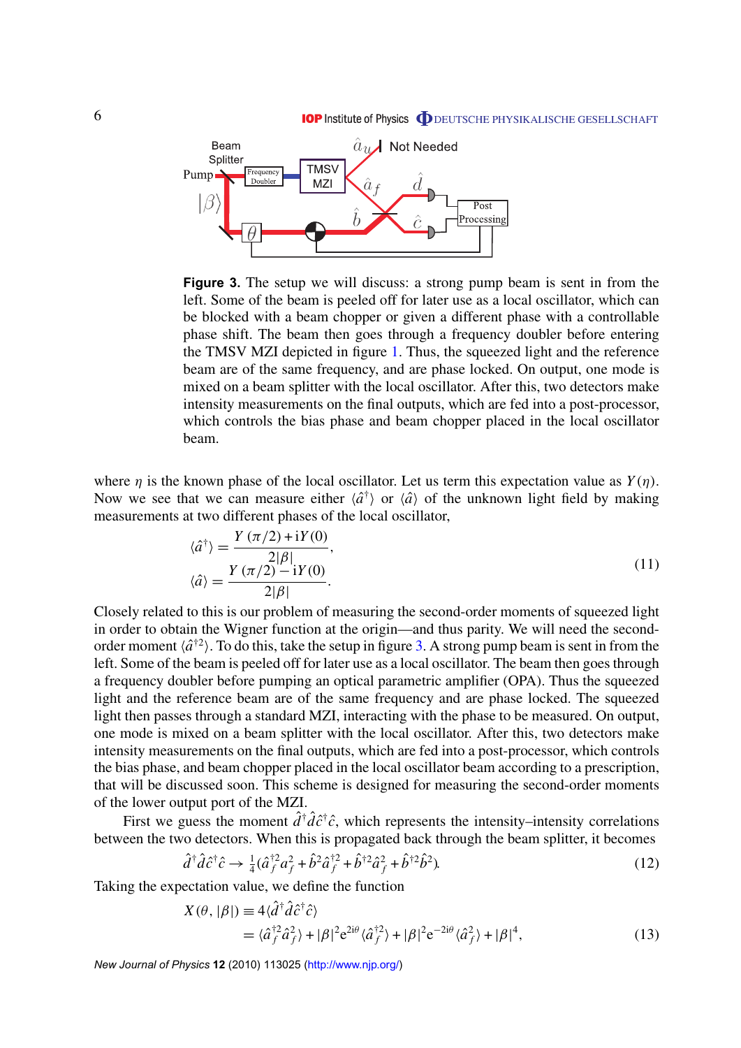**Figure 3.** The setup we will discuss: a strong pump beam is sent in from the left. Some of the beam is peeled off for later use as a local oscillator, which can be blocked with a beam chopper or given a different phase with a controllable phase shift. The beam then goes through a frequency doubler before entering the TMSV MZI depicted in figure 1. Thus, the squeezed light and the reference beam are of the same frequency, and are phase locked. On output, one mode is mixed on a beam splitter with the local oscillator. After this, two detectors make intensity measurements on the final outputs, which are fed into a post-processor, which controls the bias phase and beam chopper placed in the local oscillator beam.

where $\eta$ is the known phase of the local oscillator. Let us term this expectation value as $Y(\eta)$. Now we see that we can measure either $\langle \hat{a}^\dagger \rangle$ or $\langle \hat{a} \rangle$ of the unknown light field by making measurements at two different phases of the local oscillator,

$$\langle \hat{a}^\dagger \rangle = \frac{Y(\pi/2) + \mathrm{i}Y(0)}{2|\beta|},$$
$$\langle \hat{a} \rangle = \frac{Y(\pi/2) - \mathrm{i}Y(0)}{2|\beta|}. \tag{11}$$

Closely related to this is our problem of measuring the second-order moments of squeezed light in order to obtain the Wigner function at the origin—and thus parity. We will need the second-order moment $\langle \hat{a}^{\dagger 2} \rangle$. To do this, take the setup in figure 3. A strong pump beam is sent in from the left. Some of the beam is peeled off for later use as a local oscillator. The beam then goes through a frequency doubler before pumping an optical parametric amplifier (OPA). Thus the squeezed light and the reference beam are of the same frequency and are phase locked. The squeezed light then passes through a standard MZI, interacting with the phase to be measured. On output, one mode is mixed on a beam splitter with the local oscillator. After this, two detectors make intensity measurements on the final outputs, which are fed into a post-processor, which controls the bias phase, and beam chopper placed in the local oscillator beam according to a prescription, that will be discussed soon. This scheme is designed for measuring the second-order moments of the lower output port of the MZI.

First we guess the moment $\hat{d}^\dagger \hat{d} \hat{c}^\dagger \hat{c}$, which represents the intensity–intensity correlations between the two detectors. When this is propagated back through the beam splitter, it becomes

$$\hat{d}^\dagger \hat{d} \hat{c}^\dagger \hat{c} \to \tfrac{1}{4}(\hat{a}_f^{\dagger 2} a_f^2 + \hat{b}^2 \hat{a}_f^{\dagger 2} + \hat{b}^{\dagger 2} \hat{a}_f^2 + \hat{b}^{\dagger 2} \hat{b}^2). \tag{12}$$

Taking the expectation value, we define the function

$$X(\theta, |\beta|) \equiv 4\langle \hat{d}^\dagger \hat{d} \hat{c}^\dagger \hat{c} \rangle$$
$$= \langle \hat{a}_f^{\dagger 2} \hat{a}_f^2 \rangle + |\beta|^2 \mathrm{e}^{2\mathrm{i}\theta} \langle \hat{a}_f^{\dagger 2} \rangle + |\beta|^2 \mathrm{e}^{-2\mathrm{i}\theta} \langle \hat{a}_f^2 \rangle + |\beta|^4, \tag{13}$$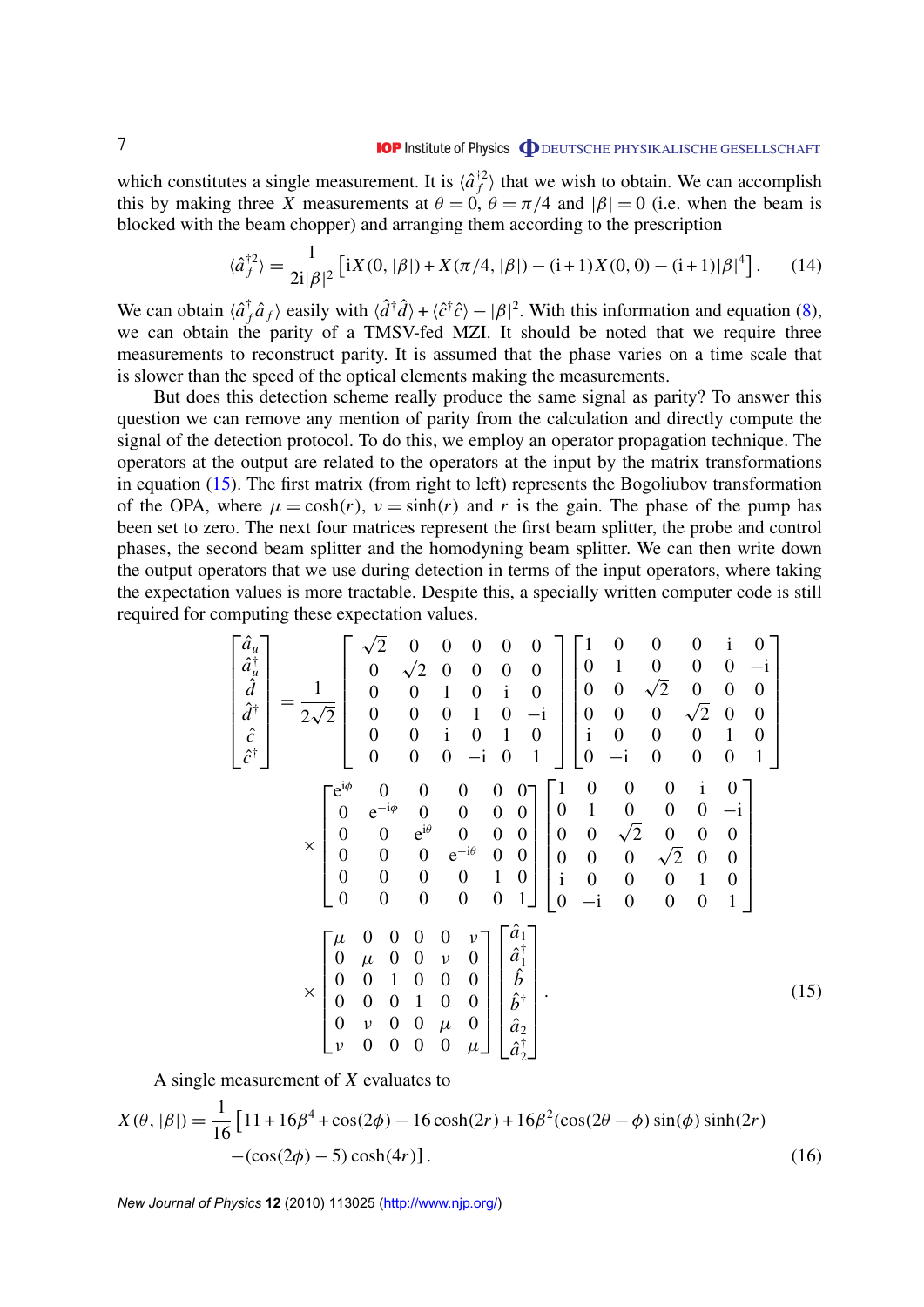which constitutes a single measurement. It is $\langle \hat{a}_f^{\dagger 2}\rangle$ that we wish to obtain. We can accomplish this by making three $X$ measurements at $\theta = 0$, $\theta = \pi/4$ and $|\beta| = 0$ (i.e. when the beam is blocked with the beam chopper) and arranging them according to the prescription

$$\langle \hat{a}_f^{\dagger 2}\rangle = \frac{1}{2\mathrm{i}|\beta|^2}\left[\mathrm{i}X(0,|\beta|) + X(\pi/4,|\beta|) - (\mathrm{i}+1)X(0,0) - (\mathrm{i}+1)|\beta|^4\right]. \tag{14}$$

We can obtain $\langle \hat{a}_f^{\dagger}\hat{a}_f\rangle$ easily with $\langle \hat{d}^{\dagger}\hat{d}\rangle + \langle \hat{c}^{\dagger}\hat{c}\rangle - |\beta|^2$. With this information and equation (8), we can obtain the parity of a TMSV-fed MZI. It should be noted that we require three measurements to reconstruct parity. It is assumed that the phase varies on a time scale that is slower than the speed of the optical elements making the measurements.

But does this detection scheme really produce the same signal as parity? To answer this question we can remove any mention of parity from the calculation and directly compute the signal of the detection protocol. To do this, we employ an operator propagation technique. The operators at the output are related to the operators at the input by the matrix transformations in equation (15). The first matrix (from right to left) represents the Bogoliubov transformation of the OPA, where $\mu = \cosh(r)$, $\nu = \sinh(r)$ and $r$ is the gain. The phase of the pump has been set to zero. The next four matrices represent the first beam splitter, the probe and control phases, the second beam splitter and the homodyning beam splitter. We can then write down the output operators that we use during detection in terms of the input operators, where taking the expectation values is more tractable. Despite this, a specially written computer code is still required for computing these expectation values.

$$\begin{bmatrix} \hat{a}_u \\ \hat{a}_u^{\dagger} \\ \hat{d} \\ \hat{d}^{\dagger} \\ \hat{c} \\ \hat{c}^{\dagger} \end{bmatrix} = \frac{1}{2\sqrt{2}} \begin{bmatrix} \sqrt{2} & 0 & 0 & 0 & 0 & 0 \\ 0 & \sqrt{2} & 0 & 0 & 0 & 0 \\ 0 & 0 & 1 & 0 & \mathrm{i} & 0 \\ 0 & 0 & 0 & 1 & 0 & -\mathrm{i} \\ 0 & 0 & \mathrm{i} & 0 & 1 & 0 \\ 0 & 0 & 0 & -\mathrm{i} & 0 & 1 \end{bmatrix} \begin{bmatrix} 1 & 0 & 0 & 0 & \mathrm{i} & 0 \\ 0 & 1 & 0 & 0 & 0 & -\mathrm{i} \\ 0 & 0 & \sqrt{2} & 0 & 0 & 0 \\ 0 & 0 & 0 & \sqrt{2} & 0 & 0 \\ \mathrm{i} & 0 & 0 & 0 & 1 & 0 \\ 0 & -\mathrm{i} & 0 & 0 & 0 & 1 \end{bmatrix}$$

$$\times \begin{bmatrix} \mathrm{e}^{\mathrm{i}\phi} & 0 & 0 & 0 & 0 & 0 \\ 0 & \mathrm{e}^{-\mathrm{i}\phi} & 0 & 0 & 0 & 0 \\ 0 & 0 & \mathrm{e}^{\mathrm{i}\theta} & 0 & 0 & 0 \\ 0 & 0 & 0 & \mathrm{e}^{-\mathrm{i}\theta} & 0 & 0 \\ 0 & 0 & 0 & 0 & 1 & 0 \\ 0 & 0 & 0 & 0 & 0 & 1 \end{bmatrix} \begin{bmatrix} 1 & 0 & 0 & 0 & \mathrm{i} & 0 \\ 0 & 1 & 0 & 0 & 0 & -\mathrm{i} \\ 0 & 0 & \sqrt{2} & 0 & 0 & 0 \\ 0 & 0 & 0 & \sqrt{2} & 0 & 0 \\ \mathrm{i} & 0 & 0 & 0 & 1 & 0 \\ 0 & -\mathrm{i} & 0 & 0 & 0 & 1 \end{bmatrix}$$

$$\times \begin{bmatrix} \mu & 0 & 0 & 0 & 0 & \nu \\ 0 & \mu & 0 & 0 & \nu & 0 \\ 0 & 0 & 1 & 0 & 0 & 0 \\ 0 & 0 & 0 & 1 & 0 & 0 \\ 0 & \nu & 0 & 0 & \mu & 0 \\ \nu & 0 & 0 & 0 & 0 & \mu \end{bmatrix} \begin{bmatrix} \hat{a}_1 \\ \hat{a}_1^{\dagger} \\ \hat{b} \\ \hat{b}^{\dagger} \\ \hat{a}_2 \\ \hat{a}_2^{\dagger} \end{bmatrix}. \tag{15}$$

A single measurement of $X$ evaluates to

$$X(\theta,|\beta|) = \frac{1}{16}\left[11 + 16\beta^4 + \cos(2\phi) - 16\cosh(2r) + 16\beta^2(\cos(2\theta-\phi)\sin(\phi)\sinh(2r)\right.$$
$$\left. -(\cos(2\phi) - 5)\cosh(4r)\right]. \tag{16}$$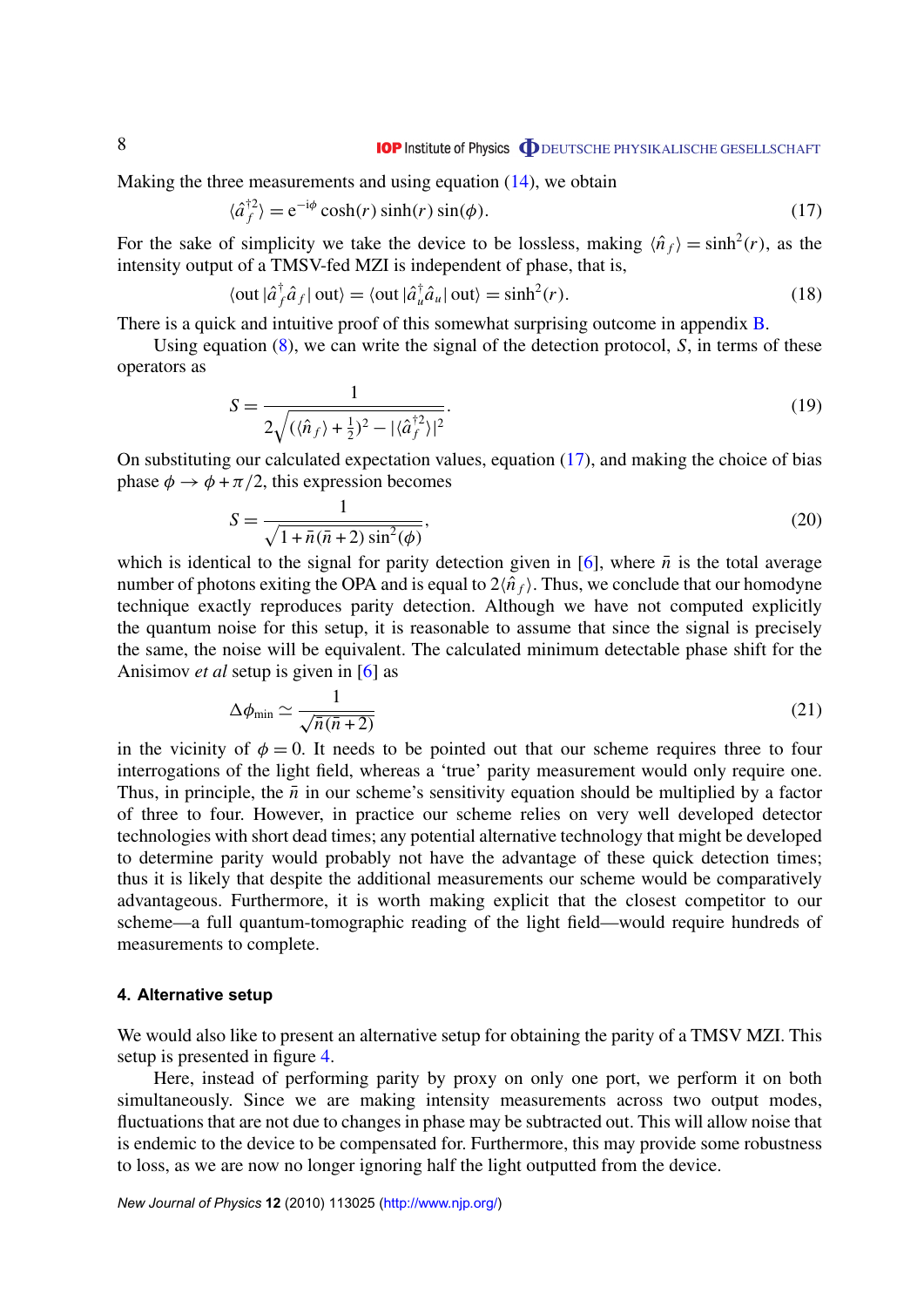Making the three measurements and using equation (14), we obtain

$$\langle \hat{a}_f^{\dagger 2} \rangle = \mathrm{e}^{-\mathrm{i}\phi} \cosh(r) \sinh(r) \sin(\phi). \tag{17}$$

For the sake of simplicity we take the device to be lossless, making $\langle \hat{n}_f \rangle = \sinh^2(r)$, as the intensity output of a TMSV-fed MZI is independent of phase, that is,

$$\langle \text{out} | \hat{a}_f^\dagger \hat{a}_f | \text{out} \rangle = \langle \text{out} | \hat{a}_u^\dagger \hat{a}_u | \text{out} \rangle = \sinh^2(r). \tag{18}$$

There is a quick and intuitive proof of this somewhat surprising outcome in appendix B.

Using equation (8), we can write the signal of the detection protocol, $S$, in terms of these operators as

$$S = \frac{1}{2\sqrt{(\langle \hat{n}_f \rangle + \frac{1}{2})^2 - |\langle \hat{a}_f^{\dagger 2} \rangle|^2}}. \tag{19}$$

On substituting our calculated expectation values, equation (17), and making the choice of bias phase $\phi \to \phi + \pi/2$, this expression becomes

$$S = \frac{1}{\sqrt{1 + \bar{n}(\bar{n}+2)\sin^2(\phi)}}, \tag{20}$$

which is identical to the signal for parity detection given in [6], where $\bar{n}$ is the total average number of photons exiting the OPA and is equal to $2\langle \hat{n}_f \rangle$. Thus, we conclude that our homodyne technique exactly reproduces parity detection. Although we have not computed explicitly the quantum noise for this setup, it is reasonable to assume that since the signal is precisely the same, the noise will be equivalent. The calculated minimum detectable phase shift for the Anisimov *et al* setup is given in [6] as

$$\Delta\phi_{\min} \simeq \frac{1}{\sqrt{\bar{n}(\bar{n}+2)}} \tag{21}$$

in the vicinity of $\phi = 0$. It needs to be pointed out that our scheme requires three to four interrogations of the light field, whereas a 'true' parity measurement would only require one. Thus, in principle, the $\bar{n}$ in our scheme's sensitivity equation should be multiplied by a factor of three to four. However, in practice our scheme relies on very well developed detector technologies with short dead times; any potential alternative technology that might be developed to determine parity would probably not have the advantage of these quick detection times; thus it is likely that despite the additional measurements our scheme would be comparatively advantageous. Furthermore, it is worth making explicit that the closest competitor to our scheme—a full quantum-tomographic reading of the light field—would require hundreds of measurements to complete.

### 4. Alternative setup

We would also like to present an alternative setup for obtaining the parity of a TMSV MZI. This setup is presented in figure 4.

Here, instead of performing parity by proxy on only one port, we perform it on both simultaneously. Since we are making intensity measurements across two output modes, fluctuations that are not due to changes in phase may be subtracted out. This will allow noise that is endemic to the device to be compensated for. Furthermore, this may provide some robustness to loss, as we are now no longer ignoring half the light outputted from the device.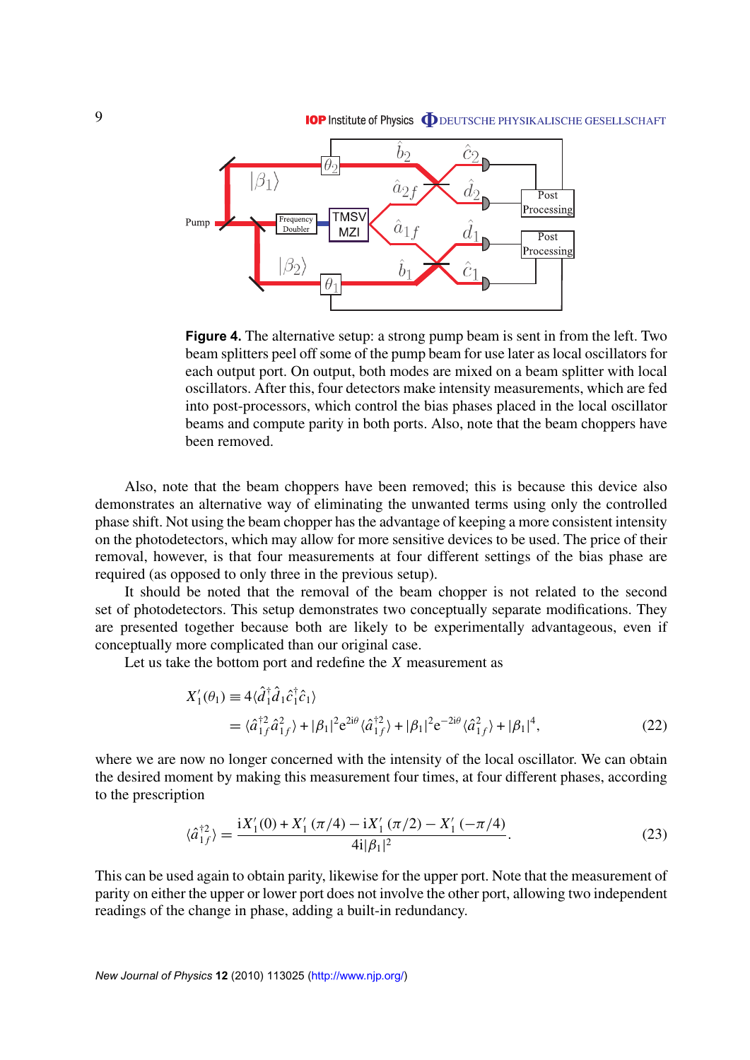Pump

$|\beta_1\rangle$

$\theta_2$

$\hat{b}_2$

$\hat{c}_2$

$\hat{a}_{2f}$

$\hat{d}_2$

Post Processing

Frequency Doubler

TMSV MZI

$\hat{a}_{1f}$

$\hat{d}_1$

Post Processing

$|\beta_2\rangle$

$\theta_1$

$\hat{b}_1$

$\hat{c}_1$

**Figure 4.** The alternative setup: a strong pump beam is sent in from the left. Two beam splitters peel off some of the pump beam for use later as local oscillators for each output port. On output, both modes are mixed on a beam splitter with local oscillators. After this, four detectors make intensity measurements, which are fed into post-processors, which control the bias phases placed in the local oscillator beams and compute parity in both ports. Also, note that the beam choppers have been removed.

Also, note that the beam choppers have been removed; this is because this device also demonstrates an alternative way of eliminating the unwanted terms using only the controlled phase shift. Not using the beam chopper has the advantage of keeping a more consistent intensity on the photodetectors, which may allow for more sensitive devices to be used. The price of their removal, however, is that four measurements at four different settings of the bias phase are required (as opposed to only three in the previous setup).

It should be noted that the removal of the beam chopper is not related to the second set of photodetectors. This setup demonstrates two conceptually separate modifications. They are presented together because both are likely to be experimentally advantageous, even if conceptually more complicated than our original case.

Let us take the bottom port and redefine the $X$ measurement as

$$
\begin{aligned}
X_1'(\theta_1) &\equiv 4\langle \hat{d}_1^\dagger \hat{d}_1 \hat{c}_1^\dagger \hat{c}_1 \rangle \\
&= \langle \hat{a}_{1f}^{\dagger 2} \hat{a}_{1f}^2 \rangle + |\beta_1|^2 \mathrm{e}^{2\mathrm{i}\theta} \langle \hat{a}_{1f}^{\dagger 2} \rangle + |\beta_1|^2 \mathrm{e}^{-2\mathrm{i}\theta} \langle \hat{a}_{1f}^2 \rangle + |\beta_1|^4,
\end{aligned} \tag{22}
$$

where we are now no longer concerned with the intensity of the local oscillator. We can obtain the desired moment by making this measurement four times, at four different phases, according to the prescription

$$
\langle \hat{a}_{1f}^{\dagger 2} \rangle = \frac{\mathrm{i}X_1'(0) + X_1'(\pi/4) - \mathrm{i}X_1'(\pi/2) - X_1'(-\pi/4)}{4\mathrm{i}|\beta_1|^2}. \tag{23}
$$

This can be used again to obtain parity, likewise for the upper port. Note that the measurement of parity on either the upper or lower port does not involve the other port, allowing two independent readings of the change in phase, adding a built-in redundancy.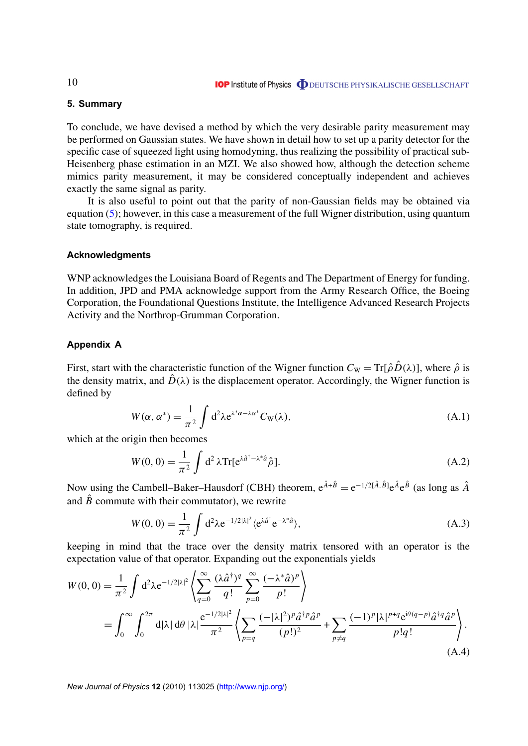## 5. Summary

To conclude, we have devised a method by which the very desirable parity measurement may be performed on Gaussian states. We have shown in detail how to set up a parity detector for the specific case of squeezed light using homodyning, thus realizing the possibility of practical sub-Heisenberg phase estimation in an MZI. We also showed how, although the detection scheme mimics parity measurement, it may be considered conceptually independent and achieves exactly the same signal as parity.

It is also useful to point out that the parity of non-Gaussian fields may be obtained via equation (5); however, in this case a measurement of the full Wigner distribution, using quantum state tomography, is required.

## Acknowledgments

WNP acknowledges the Louisiana Board of Regents and The Department of Energy for funding. In addition, JPD and PMA acknowledge support from the Army Research Office, the Boeing Corporation, the Foundational Questions Institute, the Intelligence Advanced Research Projects Activity and the Northrop-Grumman Corporation.

## Appendix A

First, start with the characteristic function of the Wigner function $C_{\mathrm{W}} = \mathrm{Tr}[\hat{\rho}\hat{D}(\lambda)]$, where $\hat{\rho}$ is the density matrix, and $\hat{D}(\lambda)$ is the displacement operator. Accordingly, the Wigner function is defined by

$$W(\alpha, \alpha^*) = \frac{1}{\pi^2}\int \mathrm{d}^2\lambda \mathrm{e}^{\lambda^*\alpha - \lambda\alpha^*} C_{\mathrm{W}}(\lambda), \tag{A.1}$$

which at the origin then becomes

$$W(0,0) = \frac{1}{\pi^2}\int \mathrm{d}^2\,\lambda \mathrm{Tr}[\mathrm{e}^{\lambda\hat{a}^\dagger - \lambda^*\hat{a}}\hat{\rho}]. \tag{A.2}$$

Now using the Cambell–Baker–Hausdorf (CBH) theorem, $\mathrm{e}^{\hat{A}+\hat{B}} = \mathrm{e}^{-1/2[\hat{A},\hat{B}]}\mathrm{e}^{\hat{A}}\mathrm{e}^{\hat{B}}$ (as long as $\hat{A}$ and $\hat{B}$ commute with their commutator), we rewrite

$$W(0,0) = \frac{1}{\pi^2}\int \mathrm{d}^2\lambda \mathrm{e}^{-1/2|\lambda|^2}\langle \mathrm{e}^{\lambda\hat{a}^\dagger}\mathrm{e}^{-\lambda^*\hat{a}}\rangle, \tag{A.3}$$

keeping in mind that the trace over the density matrix tensored with an operator is the expectation value of that operator. Expanding out the exponentials yields

$$\begin{aligned} W(0,0) &= \frac{1}{\pi^2}\int \mathrm{d}^2\lambda \mathrm{e}^{-1/2|\lambda|^2}\left\langle \sum_{q=0}^{\infty}\frac{(\lambda\hat{a}^\dagger)^q}{q!}\sum_{p=0}^{\infty}\frac{(-\lambda^*\hat{a})^p}{p!}\right\rangle \\ &= \int_0^\infty\int_0^{2\pi}\mathrm{d}|\lambda|\,\mathrm{d}\theta\,|\lambda|\frac{\mathrm{e}^{-1/2|\lambda|^2}}{\pi^2}\left\langle \sum_{p=q}\frac{(-|\lambda|^2)^p\hat{a}^{\dagger p}\hat{a}^p}{(p!)^2} + \sum_{p\neq q}\frac{(-1)^p|\lambda|^{p+q}\mathrm{e}^{\mathrm{i}\theta(q-p)}\hat{a}^{\dagger q}\hat{a}^p}{p!q!}\right\rangle. \end{aligned} \tag{A.4}$$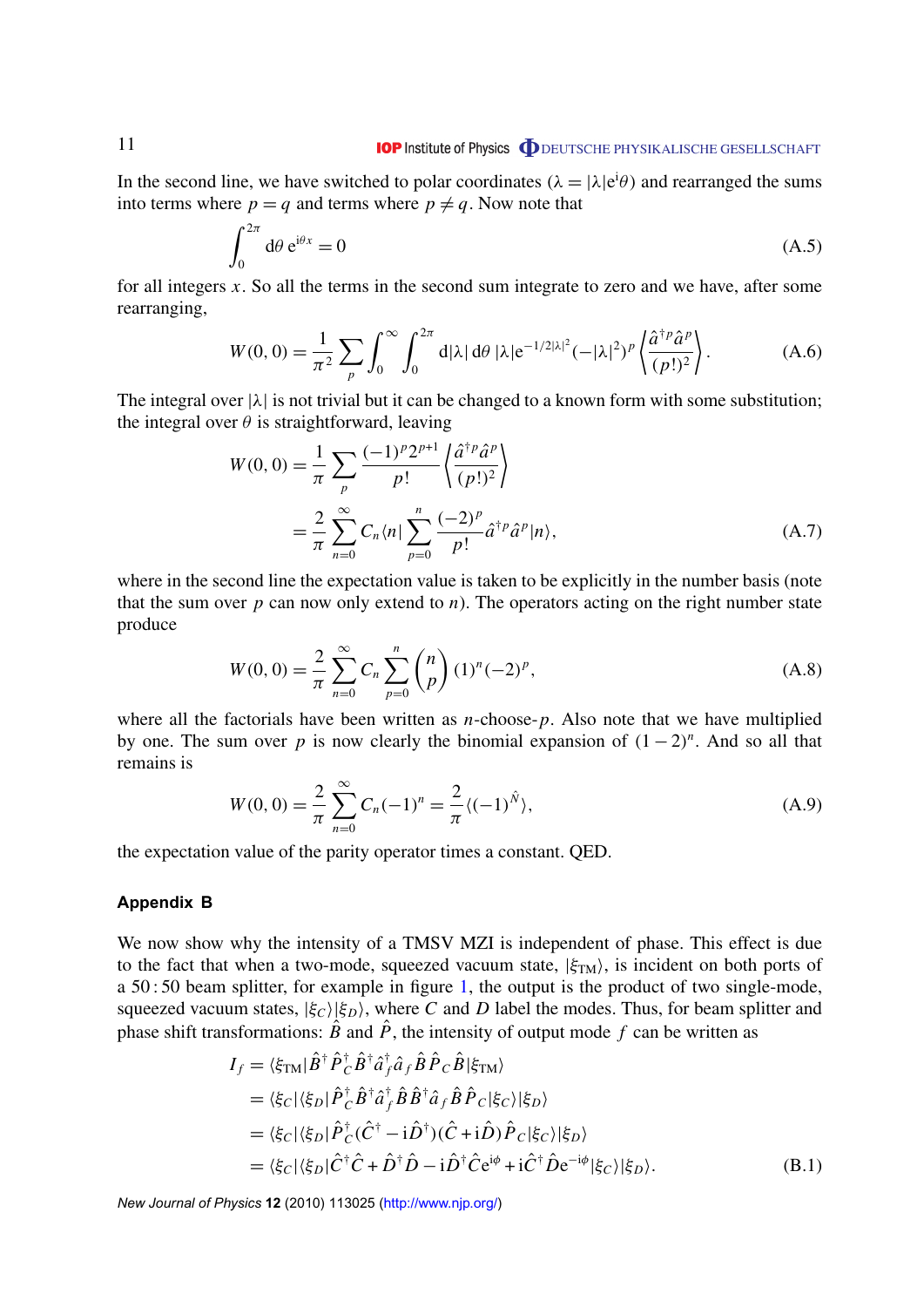In the second line, we have switched to polar coordinates ($\lambda = |\lambda|\mathrm{e}^{\mathrm{i}\theta}$) and rearranged the sums into terms where $p = q$ and terms where $p \neq q$. Now note that

$$\int_0^{2\pi} \mathrm{d}\theta \, \mathrm{e}^{\mathrm{i}\theta x} = 0 \tag{A.5}$$

for all integers $x$. So all the terms in the second sum integrate to zero and we have, after some rearranging,

$$W(0,0) = \frac{1}{\pi^2} \sum_p \int_0^\infty \int_0^{2\pi} \mathrm{d}|\lambda| \, \mathrm{d}\theta \, |\lambda| \mathrm{e}^{-1/2|\lambda|^2} (-|\lambda|^2)^p \left\langle \frac{\hat{a}^{\dagger p} \hat{a}^p}{(p!)^2} \right\rangle. \tag{A.6}$$

The integral over $|\lambda|$ is not trivial but it can be changed to a known form with some substitution; the integral over $\theta$ is straightforward, leaving

$$\begin{aligned} W(0,0) &= \frac{1}{\pi} \sum_p \frac{(-1)^p 2^{p+1}}{p!} \left\langle \frac{\hat{a}^{\dagger p} \hat{a}^p}{(p!)^2} \right\rangle \\ &= \frac{2}{\pi} \sum_{n=0}^\infty C_n \langle n| \sum_{p=0}^n \frac{(-2)^p}{p!} \hat{a}^{\dagger p} \hat{a}^p |n\rangle, \end{aligned} \tag{A.7}$$

where in the second line the expectation value is taken to be explicitly in the number basis (note that the sum over $p$ can now only extend to $n$). The operators acting on the right number state produce

$$W(0,0) = \frac{2}{\pi} \sum_{n=0}^\infty C_n \sum_{p=0}^n \binom{n}{p} (1)^n (-2)^p, \tag{A.8}$$

where all the factorials have been written as $n$-choose-$p$. Also note that we have multiplied by one. The sum over $p$ is now clearly the binomial expansion of $(1-2)^n$. And so all that remains is

$$W(0,0) = \frac{2}{\pi} \sum_{n=0}^\infty C_n (-1)^n = \frac{2}{\pi} \langle (-1)^{\hat{N}} \rangle, \tag{A.9}$$

the expectation value of the parity operator times a constant. QED.

## Appendix B

We now show why the intensity of a TMSV MZI is independent of phase. This effect is due to the fact that when a two-mode, squeezed vacuum state, $|\xi_{\mathrm{TM}}\rangle$, is incident on both ports of a 50 : 50 beam splitter, for example in figure 1, the output is the product of two single-mode, squeezed vacuum states, $|\xi_C\rangle|\xi_D\rangle$, where $C$ and $D$ label the modes. Thus, for beam splitter and phase shift transformations: $\hat{B}$ and $\hat{P}$, the intensity of output mode $f$ can be written as

$$\begin{aligned} I_f &= \langle \xi_{\mathrm{TM}} | \hat{B}^\dagger \hat{P}_C^\dagger \hat{B}^\dagger \hat{a}_f^\dagger \hat{a}_f \hat{B} \hat{P}_C \hat{B} | \xi_{\mathrm{TM}} \rangle \\ &= \langle \xi_C | \langle \xi_D | \hat{P}_C^\dagger \hat{B}^\dagger \hat{a}_f^\dagger \hat{B} \hat{B}^\dagger \hat{a}_f \hat{B} \hat{P}_C | \xi_C \rangle | \xi_D \rangle \\ &= \langle \xi_C | \langle \xi_D | \hat{P}_C^\dagger (\hat{C}^\dagger - \mathrm{i}\hat{D}^\dagger)(\hat{C} + \mathrm{i}\hat{D}) \hat{P}_C | \xi_C \rangle | \xi_D \rangle \\ &= \langle \xi_C | \langle \xi_D | \hat{C}^\dagger \hat{C} + \hat{D}^\dagger \hat{D} - \mathrm{i}\hat{D}^\dagger \hat{C} \mathrm{e}^{\mathrm{i}\phi} + \mathrm{i}\hat{C}^\dagger \hat{D} \mathrm{e}^{-\mathrm{i}\phi} | \xi_C \rangle | \xi_D \rangle. \end{aligned} \tag{B.1}$$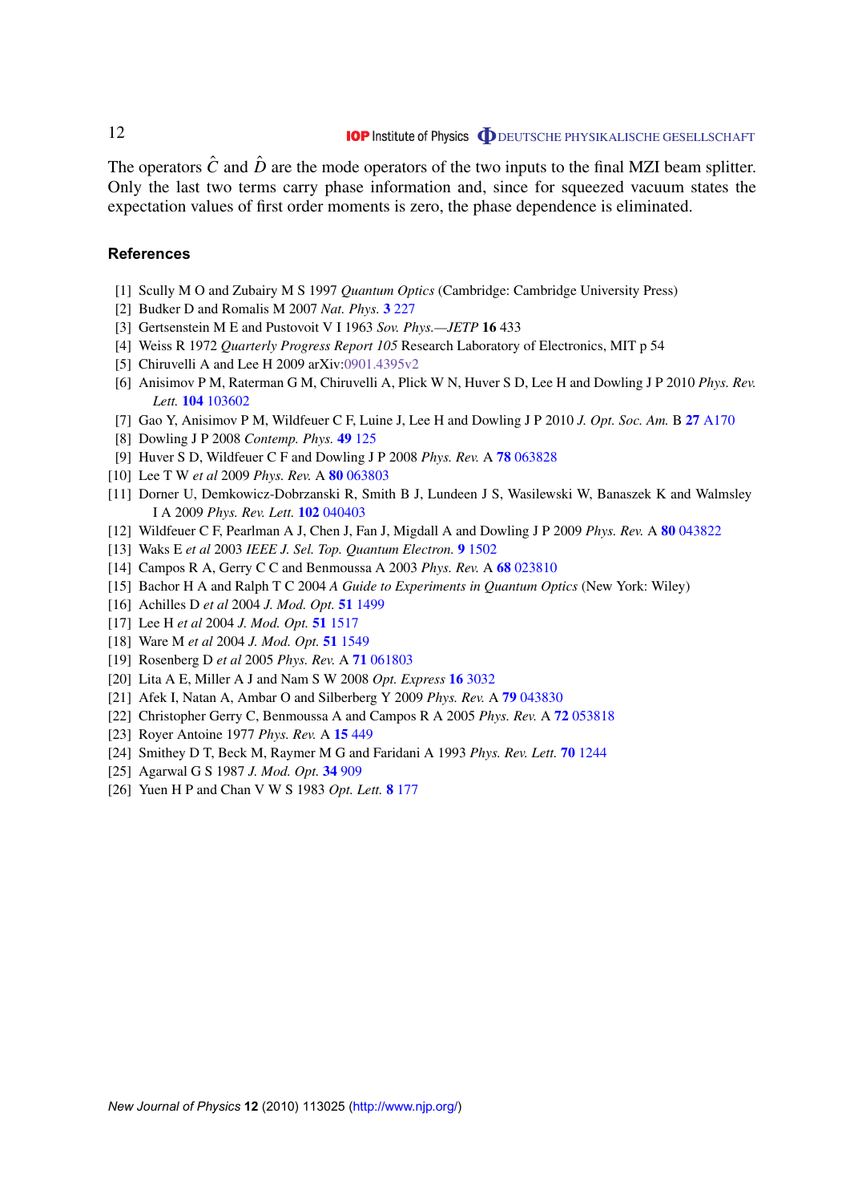The operators $\hat{C}$ and $\hat{D}$ are the mode operators of the two inputs to the final MZI beam splitter. Only the last two terms carry phase information and, since for squeezed vacuum states the expectation values of first order moments is zero, the phase dependence is eliminated.

## References

[1] Scully M O and Zubairy M S 1997 *Quantum Optics* (Cambridge: Cambridge University Press)

[2] Budker D and Romalis M 2007 *Nat. Phys.* **3** 227

[3] Gertsenstein M E and Pustovoit V I 1963 *Sov. Phys.—JETP* **16** 433

[4] Weiss R 1972 *Quarterly Progress Report 105* Research Laboratory of Electronics, MIT p 54

[5] Chiruvelli A and Lee H 2009 arXiv:0901.4395v2

[6] Anisimov P M, Raterman G M, Chiruvelli A, Plick W N, Huver S D, Lee H and Dowling J P 2010 *Phys. Rev. Lett.* **104** 103602

[7] Gao Y, Anisimov P M, Wildfeuer C F, Luine J, Lee H and Dowling J P 2010 *J. Opt. Soc. Am.* B **27** A170

[8] Dowling J P 2008 *Contemp. Phys.* **49** 125

[9] Huver S D, Wildfeuer C F and Dowling J P 2008 *Phys. Rev.* A **78** 063828

[10] Lee T W *et al* 2009 *Phys. Rev.* A **80** 063803

[11] Dorner U, Demkowicz-Dobrzanski R, Smith B J, Lundeen J S, Wasilewski W, Banaszek K and Walmsley I A 2009 *Phys. Rev. Lett.* **102** 040403

[12] Wildfeuer C F, Pearlman A J, Chen J, Fan J, Migdall A and Dowling J P 2009 *Phys. Rev.* A **80** 043822

[13] Waks E *et al* 2003 *IEEE J. Sel. Top. Quantum Electron.* **9** 1502

[14] Campos R A, Gerry C C and Benmoussa A 2003 *Phys. Rev.* A **68** 023810

[15] Bachor H A and Ralph T C 2004 *A Guide to Experiments in Quantum Optics* (New York: Wiley)

[16] Achilles D *et al* 2004 *J. Mod. Opt.* **51** 1499

[17] Lee H *et al* 2004 *J. Mod. Opt.* **51** 1517

[18] Ware M *et al* 2004 *J. Mod. Opt.* **51** 1549

[19] Rosenberg D *et al* 2005 *Phys. Rev.* A **71** 061803

[20] Lita A E, Miller A J and Nam S W 2008 *Opt. Express* **16** 3032

[21] Afek I, Natan A, Ambar O and Silberberg Y 2009 *Phys. Rev.* A **79** 043830

[22] Christopher Gerry C, Benmoussa A and Campos R A 2005 *Phys. Rev.* A **72** 053818

[23] Royer Antoine 1977 *Phys. Rev.* A **15** 449

[24] Smithey D T, Beck M, Raymer M G and Faridani A 1993 *Phys. Rev. Lett.* **70** 1244

[25] Agarwal G S 1987 *J. Mod. Opt.* **34** 909

[26] Yuen H P and Chan V W S 1983 *Opt. Lett.* **8** 177